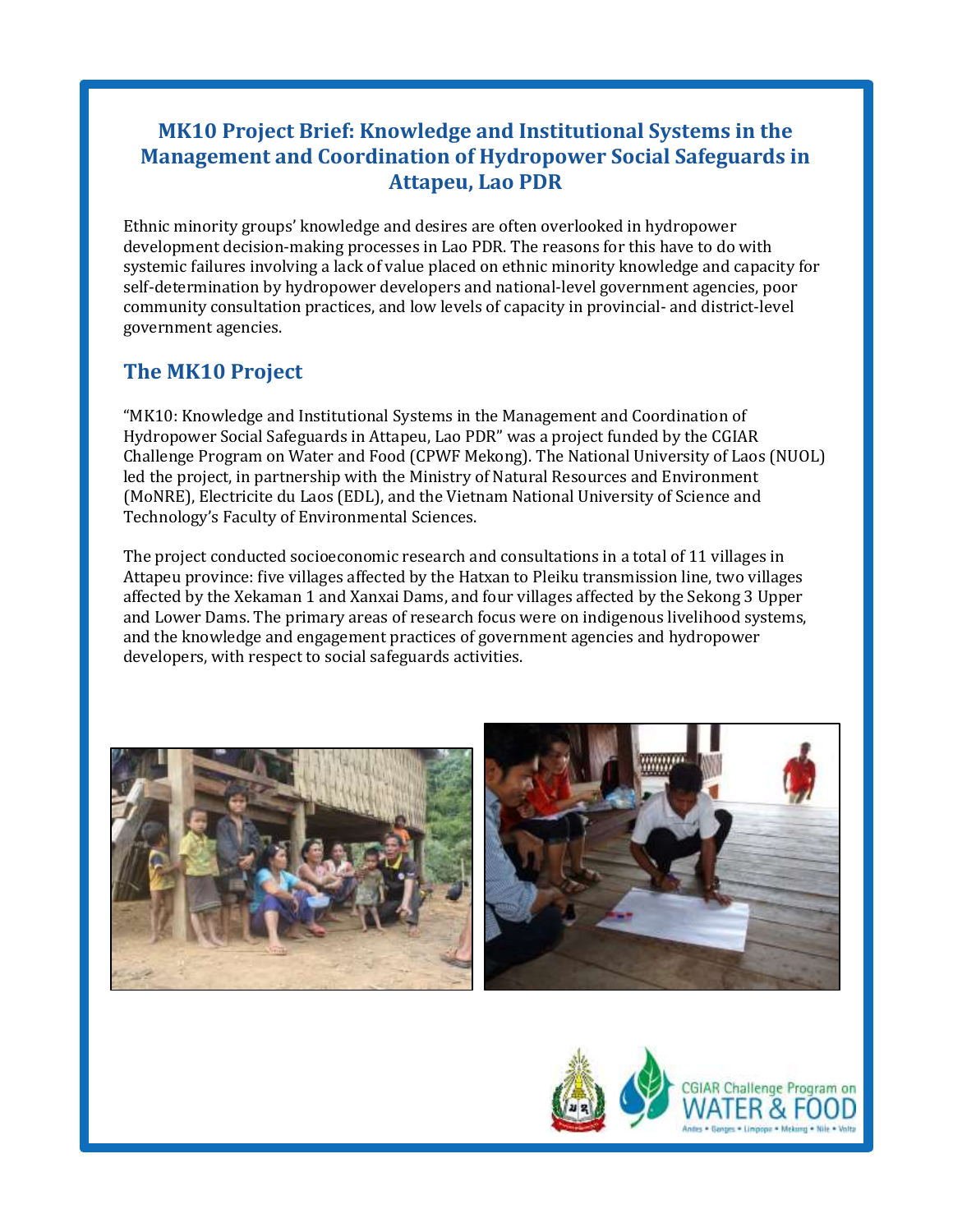# MK10 Project Brief: Knowledge and Institutional Systems in the Management and Coordination of Hydropower Social Safeguards in Attapeu, Lao PDR

Ethnic minority groups' knowledge and desires are often overlooked in hydropower development decision-making processes in Lao PDR. The reasons for this have to do with systemic failures involving a lack of value placed on ethnic minority knowledge and capacity for self-determination by hydropower developers and national-level government agencies, poor community consultation practices, and low levels of capacity in provincial- and district-level government agencies.

## The MK10 Project

"MK10: Knowledge and Institutional Systems in the Management and Coordination of Hydropower Social Safeguards in Attapeu, Lao PDR" was a project funded by the CGIAR Challenge Program on Water and Food (CPWF Mekong). The National University of Laos (NUOL) led the project, in partnership with the Ministry of Natural Resources and Environment (MoNRE), Electricite du Laos (EDL), and the Vietnam National University of Science and Technology's Faculty of Environmental Sciences.

The project conducted socioeconomic research and consultations in a total of 11 villages in Attapeu province: five villages affected by the Hatxan to Pleiku transmission line, two villages affected by the Xekaman 1 and Xanxai Dams, and four villages affected by the Sekong 3 Upper and Lower Dams. The primary areas of research focus were on indigenous livelihood systems, and the knowledge and engagement practices of government agencies and hydropower developers, with respect to social safeguards activities.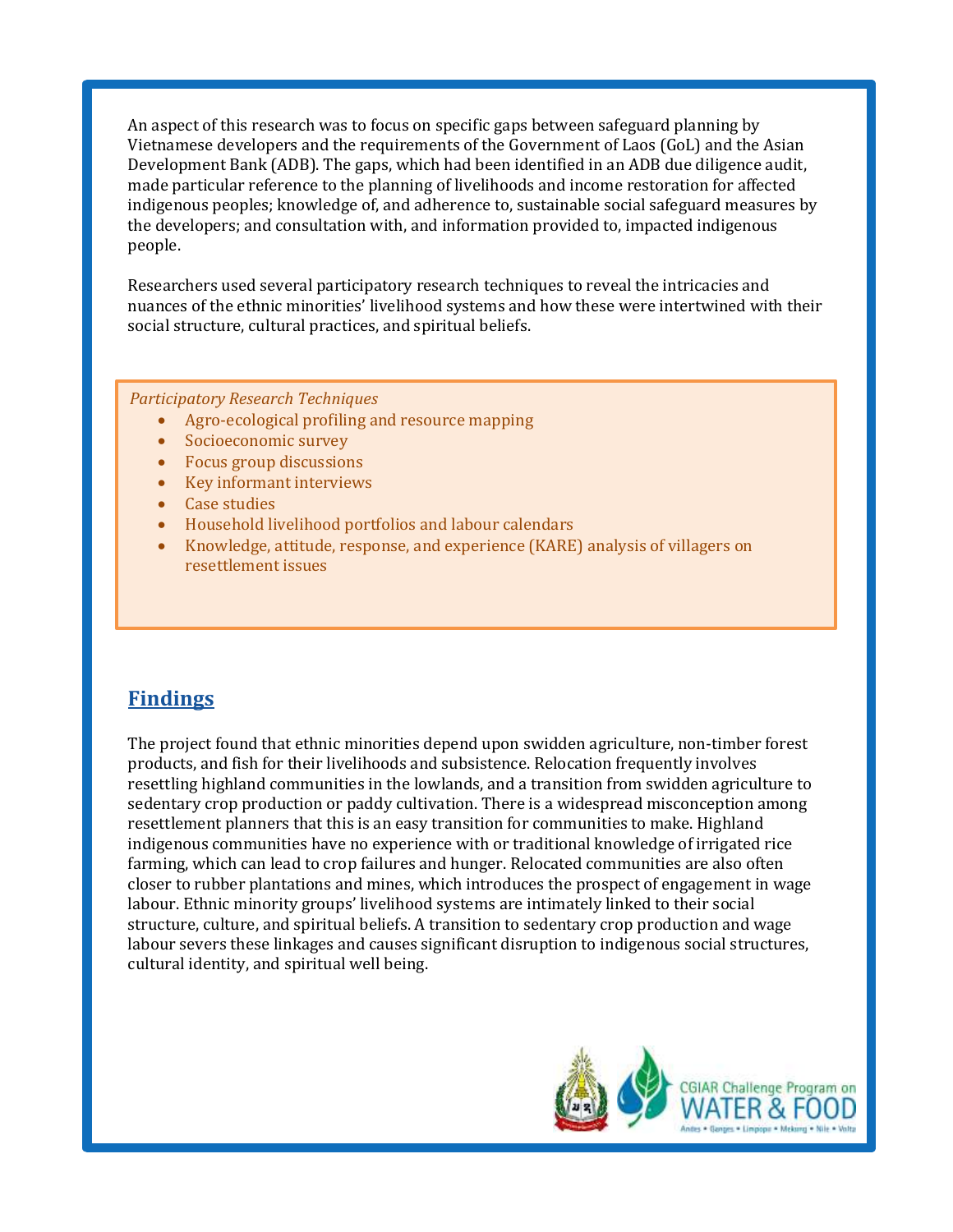An aspect of this research was to focus on specific gaps between safeguard planning by Vietnamese developers and the requirements of the Government of Laos (GoL) and the Asian Development Bank (ADB). The gaps, which had been identified in an ADB due diligence audit, made particular reference to the planning of livelihoods and income restoration for affected indigenous peoples; knowledge of, and adherence to, sustainable social safeguard measures by the developers; and consultation with, and information provided to, impacted indigenous people.

Researchers used several participatory research techniques to reveal the intricacies and nuances of the ethnic minorities' livelihood systems and how these were intertwined with their social structure, cultural practices, and spiritual beliefs.

*Participatory Research Techniques*

- Agro-ecological profiling and resource mapping
- Socioeconomic survey
- Focus group discussions
- Key informant interviews
- Case studies
- Household livelihood portfolios and labour calendars
- Knowledge, attitude, response, and experience (KARE) analysis of villagers on resettlement issues

## Findings

The project found that ethnic minorities depend upon swidden agriculture, non-timber forest products, and fish for their livelihoods and subsistence. Relocation frequently involves resettling highland communities in the lowlands, and a transition from swidden agriculture to sedentary crop production or paddy cultivation. There is a widespread misconception among resettlement planners that this is an easy transition for communities to make. Highland indigenous communities have no experience with or traditional knowledge of irrigated rice farming, which can lead to crop failures and hunger. Relocated communities are also often closer to rubber plantations and mines, which introduces the prospect of engagement in wage labour. Ethnic minority groups' livelihood systems are intimately linked to their social structure, culture, and spiritual beliefs. A transition to sedentary crop production and wage labour severs these linkages and causes significant disruption to indigenous social structures, cultural identity, and spiritual well being.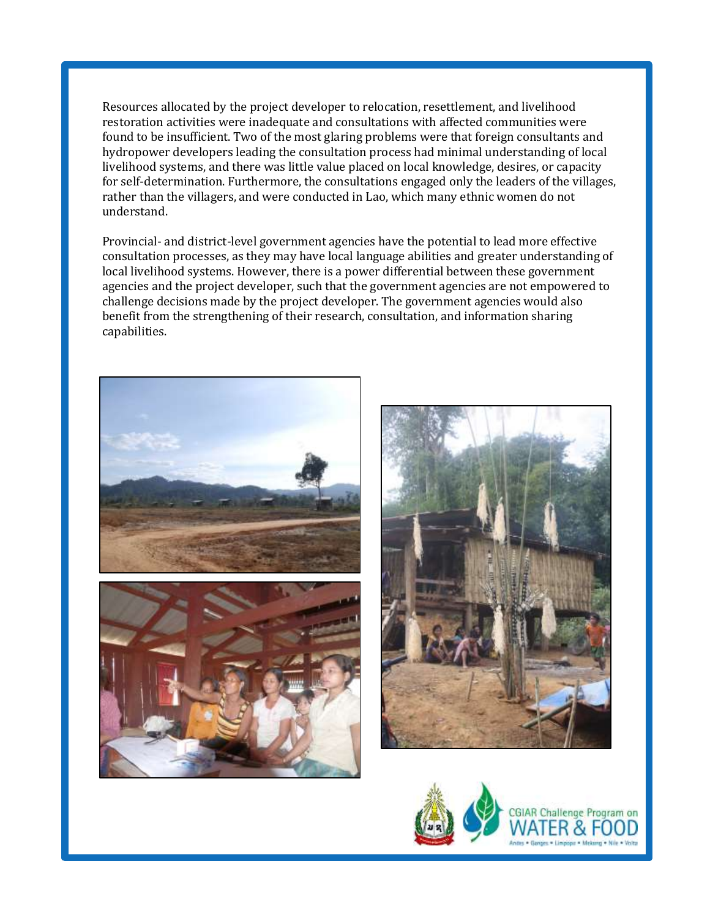Resources allocated by the project developer to relocation, resettlement, and livelihood restoration activities were inadequate and consultations with affected communities were found to be insufficient. Two of the most glaring problems were that foreign consultants and hydropower developers leading the consultation process had minimal understanding of local livelihood systems, and there was little value placed on local knowledge, desires, or capacity for self-determination. Furthermore, the consultations engaged only the leaders of the villages, rather than the villagers, and were conducted in Lao, which many ethnic women do not understand.

Provincial- and district-level government agencies have the potential to lead more effective consultation processes, as they may have local language abilities and greater understanding of local livelihood systems. However, there is a power differential between these government agencies and the project developer, such that the government agencies are not empowered to challenge decisions made by the project developer. The government agencies would also benefit from the strengthening of their research, consultation, and information sharing capabilities.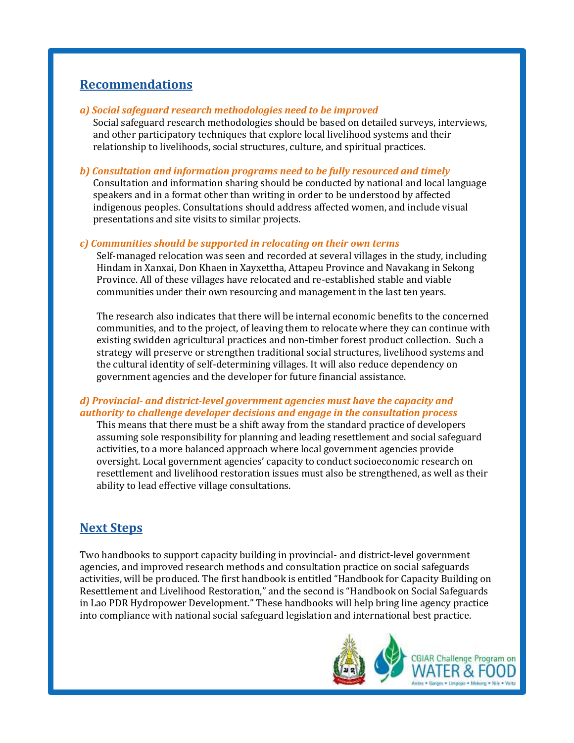## Recommendations

***a) Social safeguard research methodologies need to be improved***

Social safeguard research methodologies should be based on detailed surveys, interviews, and other participatory techniques that explore local livelihood systems and their relationship to livelihoods, social structures, culture, and spiritual practices.

***b) Consultation and information programs need to be fully resourced and timely***

Consultation and information sharing should be conducted by national and local language speakers and in a format other than writing in order to be understood by affected indigenous peoples. Consultations should address affected women, and include visual presentations and site visits to similar projects.

***c) Communities should be supported in relocating on their own terms***

Self-managed relocation was seen and recorded at several villages in the study, including Hindam in Xanxai, Don Khaen in Xayxettha, Attapeu Province and Navakang in Sekong Province. All of these villages have relocated and re-established stable and viable communities under their own resourcing and management in the last ten years.

The research also indicates that there will be internal economic benefits to the concerned communities, and to the project, of leaving them to relocate where they can continue with existing swidden agricultural practices and non-timber forest product collection. Such a strategy will preserve or strengthen traditional social structures, livelihood systems and the cultural identity of self-determining villages. It will also reduce dependency on government agencies and the developer for future financial assistance.

***d) Provincial- and district-level government agencies must have the capacity and authority to challenge developer decisions and engage in the consultation process***

This means that there must be a shift away from the standard practice of developers assuming sole responsibility for planning and leading resettlement and social safeguard activities, to a more balanced approach where local government agencies provide oversight. Local government agencies' capacity to conduct socioeconomic research on resettlement and livelihood restoration issues must also be strengthened, as well as their ability to lead effective village consultations.

## Next Steps

Two handbooks to support capacity building in provincial- and district-level government agencies, and improved research methods and consultation practice on social safeguards activities, will be produced. The first handbook is entitled "Handbook for Capacity Building on Resettlement and Livelihood Restoration," and the second is "Handbook on Social Safeguards in Lao PDR Hydropower Development." These handbooks will help bring line agency practice into compliance with national social safeguard legislation and international best practice.

CGIAR Challenge Program on WATER & FOOD

Andes • Ganges • Limpopo • Mekong • Nile • Volta